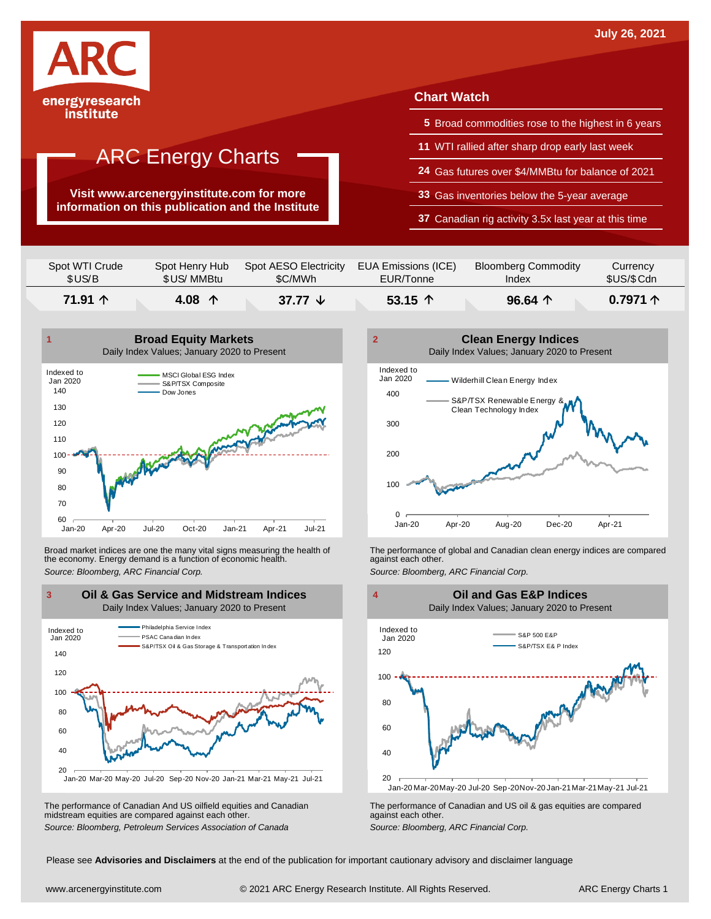July 26, 2021

ARC energyresearch institute

# ARC Energy Charts

**Visit www.arcenergyinstitute.com for more information on this publication and the Institute**

## Chart Watch

- **5** Broad commodities rose to the highest in 6 years
- **11** WTI rallied after sharp drop early last week
- **24** Gas futures over $4/MMBtu for balance of 2021
- **33** Gas inventories below the 5-year average
- **37** Canadian rig activity 3.5x last year at this time

| Spot WTI Crude $US/B | Spot Henry Hub $US/ MMBtu | Spot AESO Electricity $C/MWh | EUA Emissions (ICE) EUR/Tonne | Bloomberg Commodity Index | Currency $US/$Cdn |
|---|---|---|---|---|---|
| **71.91 ↑** | **4.08 ↑** | **37.77 ↓** | **53.15 ↑** | **96.64 ↑** | **0.7971 ↑** |

### 1 Broad Equity Markets

Daily Index Values; January 2020 to Present

Broad market indices are one the many vital signs measuring the health of the economy. Energy demand is a function of economic health.

*Source: Bloomberg, ARC Financial Corp.*

### 2 Clean Energy Indices

Daily Index Values; January 2020 to Present

The performance of global and Canadian clean energy indices are compared against each other.

*Source: Bloomberg, ARC Financial Corp.*

### 3 Oil & Gas Service and Midstream Indices

Daily Index Values; January 2020 to Present

The performance of Canadian And US oilfield equities and Canadian midstream equities are compared against each other.

*Source: Bloomberg, Petroleum Services Association of Canada*

### 4 Oil and Gas E&P Indices

Daily Index Values; January 2020 to Present

The performance of Canadian and US oil & gas equities are compared against each other.

*Source: Bloomberg, ARC Financial Corp.*

Please see **Advisories and Disclaimers** at the end of the publication for important cautionary advisory and disclaimer language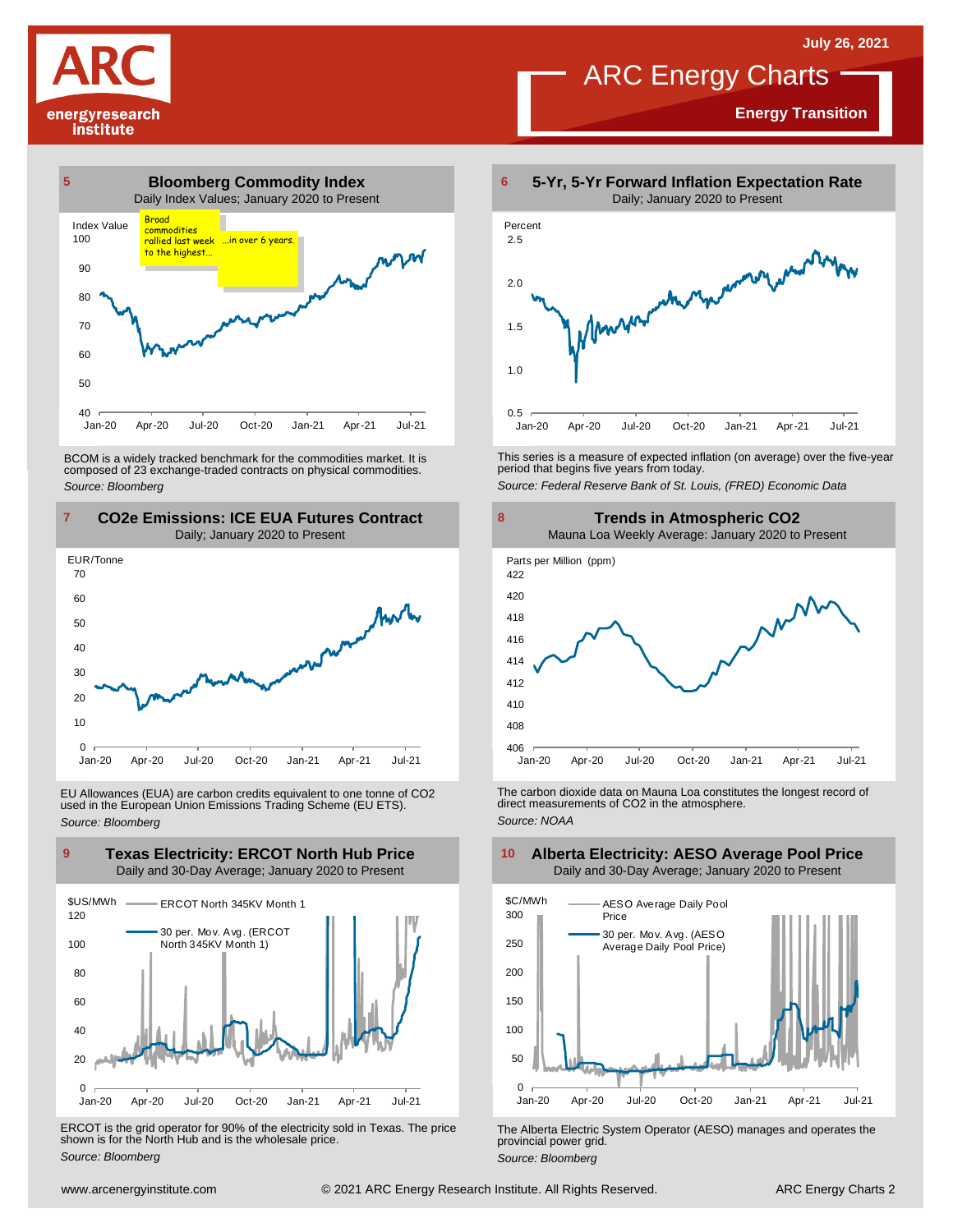# ARC Energy Charts

July 26, 2021

**Energy Transition**

## 5 Bloomberg Commodity Index

Daily Index Values; January 2020 to Present

Index Value

Broad commodities rallied last week to the highest... ...in over 6 years.

BCOM is a widely tracked benchmark for the commodities market. It is composed of 23 exchange-traded contracts on physical commodities.

*Source: Bloomberg*

## 6 5-Yr, 5-Yr Forward Inflation Expectation Rate

Daily; January 2020 to Present

This series is a measure of expected inflation (on average) over the five-year period that begins five years from today.

*Source: Federal Reserve Bank of St. Louis, (FRED) Economic Data*

## 7 CO2e Emissions: ICE EUA Futures Contract

Daily; January 2020 to Present

EU Allowances (EUA) are carbon credits equivalent to one tonne of CO2 used in the European Union Emissions Trading Scheme (EU ETS).

*Source: Bloomberg*

## 8 Trends in Atmospheric CO2

Mauna Loa Weekly Average: January 2020 to Present

The carbon dioxide data on Mauna Loa constitutes the longest record of direct measurements of CO2 in the atmosphere.

*Source: NOAA*

## 9 Texas Electricity: ERCOT North Hub Price

Daily and 30-Day Average; January 2020 to Present

ERCOT is the grid operator for 90% of the electricity sold in Texas. The price shown is for the North Hub and is the wholesale price.

*Source: Bloomberg*

## 10 Alberta Electricity: AESO Average Pool Price

Daily and 30-Day Average; January 2020 to Present

The Alberta Electric System Operator (AESO) manages and operates the provincial power grid.

*Source: Bloomberg*

www.arcenergyinstitute.com © 2021 ARC Energy Research Institute. All Rights Reserved.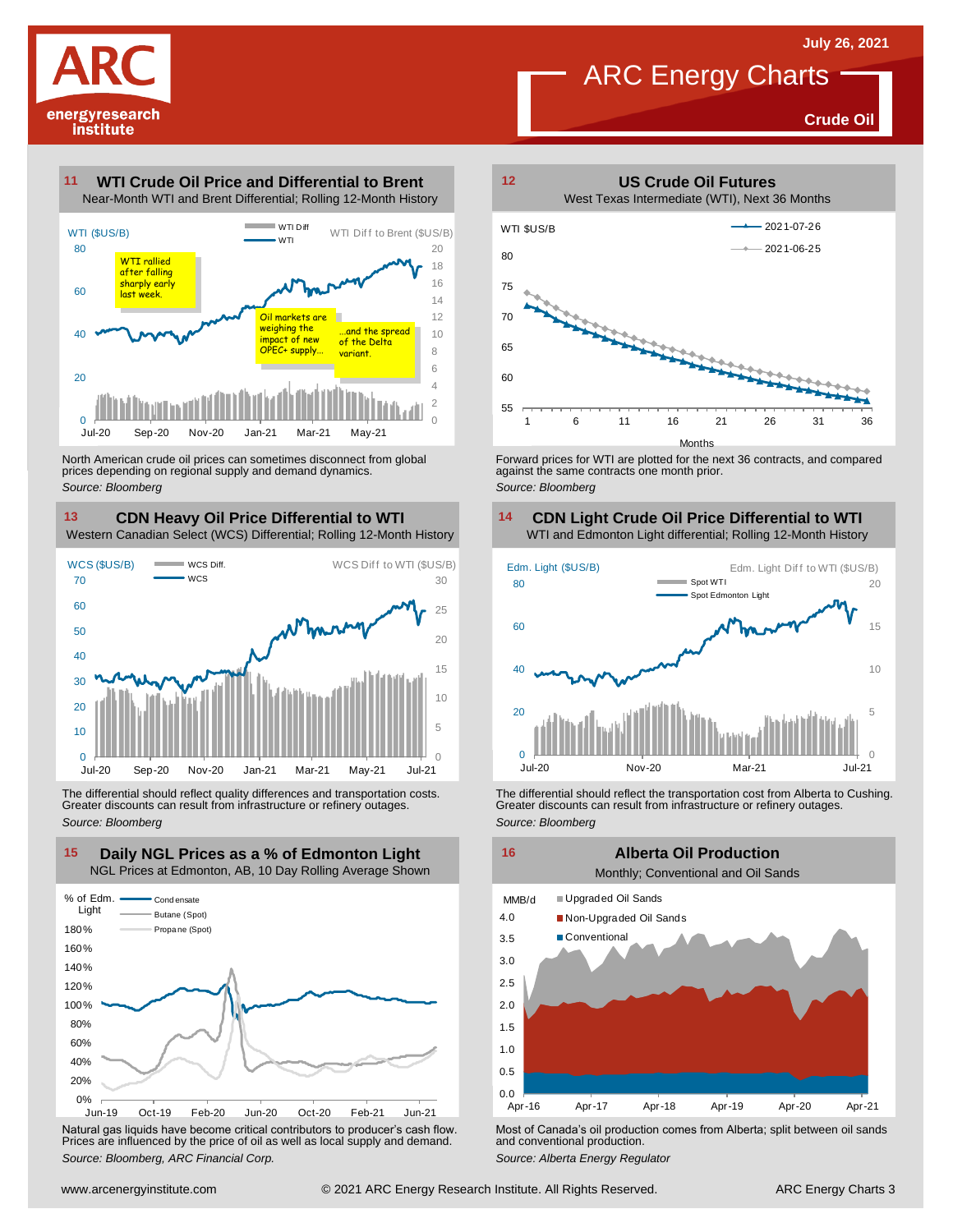# ARC Energy Charts

July 26, 2021

**Crude Oil**

## 11 WTI Crude Oil Price and Differential to Brent

Near-Month WTI and Brent Differential; Rolling 12-Month History

WTI ($US/B) | WTI Diff | WTI | WTI Diff to Brent ($US/B)

WTI rallied after falling sharply early last week.

Oil markets are weighing the impact of new OPEC+ supply…

…and the spread of the Delta variant.

North American crude oil prices can sometimes disconnect from global prices depending on regional supply and demand dynamics.

*Source: Bloomberg*

## 12 US Crude Oil Futures

West Texas Intermediate (WTI), Next 36 Months

WTI $US/B | 2021-07-26 | 2021-06-25 | Months

Forward prices for WTI are plotted for the next 36 contracts, and compared against the same contracts one month prior.

*Source: Bloomberg*

## 13 CDN Heavy Oil Price Differential to WTI

Western Canadian Select (WCS) Differential; Rolling 12-Month History

WCS ($US/B) | WCS Diff. | WCS | WCS Diff to WTI ($US/B)

The differential should reflect quality differences and transportation costs. Greater discounts can result from infrastructure or refinery outages.

*Source: Bloomberg*

## 14 CDN Light Crude Oil Price Differential to WTI

WTI and Edmonton Light differential; Rolling 12-Month History

Edm. Light ($US/B) | Spot WTI | Spot Edmonton Light | Edm. Light Diff to WTI ($US/B)

The differential should reflect the transportation cost from Alberta to Cushing. Greater discounts can result from infrastructure or refinery outages.

*Source: Bloomberg*

## 15 Daily NGL Prices as a % of Edmonton Light

NGL Prices at Edmonton, AB, 10 Day Rolling Average Shown

% of Edm. Light | Condensate | Butane (Spot) | Propane (Spot)

Natural gas liquids have become critical contributors to producer's cash flow. Prices are influenced by the price of oil as well as local supply and demand.

*Source: Bloomberg, ARC Financial Corp.*

## 16 Alberta Oil Production

Monthly; Conventional and Oil Sands

MMB/d | Upgraded Oil Sands | Non-Upgraded Oil Sands | Conventional

Most of Canada's oil production comes from Alberta; split between oil sands and conventional production.

*Source: Alberta Energy Regulator*

www.arcenergyinstitute.com © 2021 ARC Energy Research Institute. All Rights Reserved.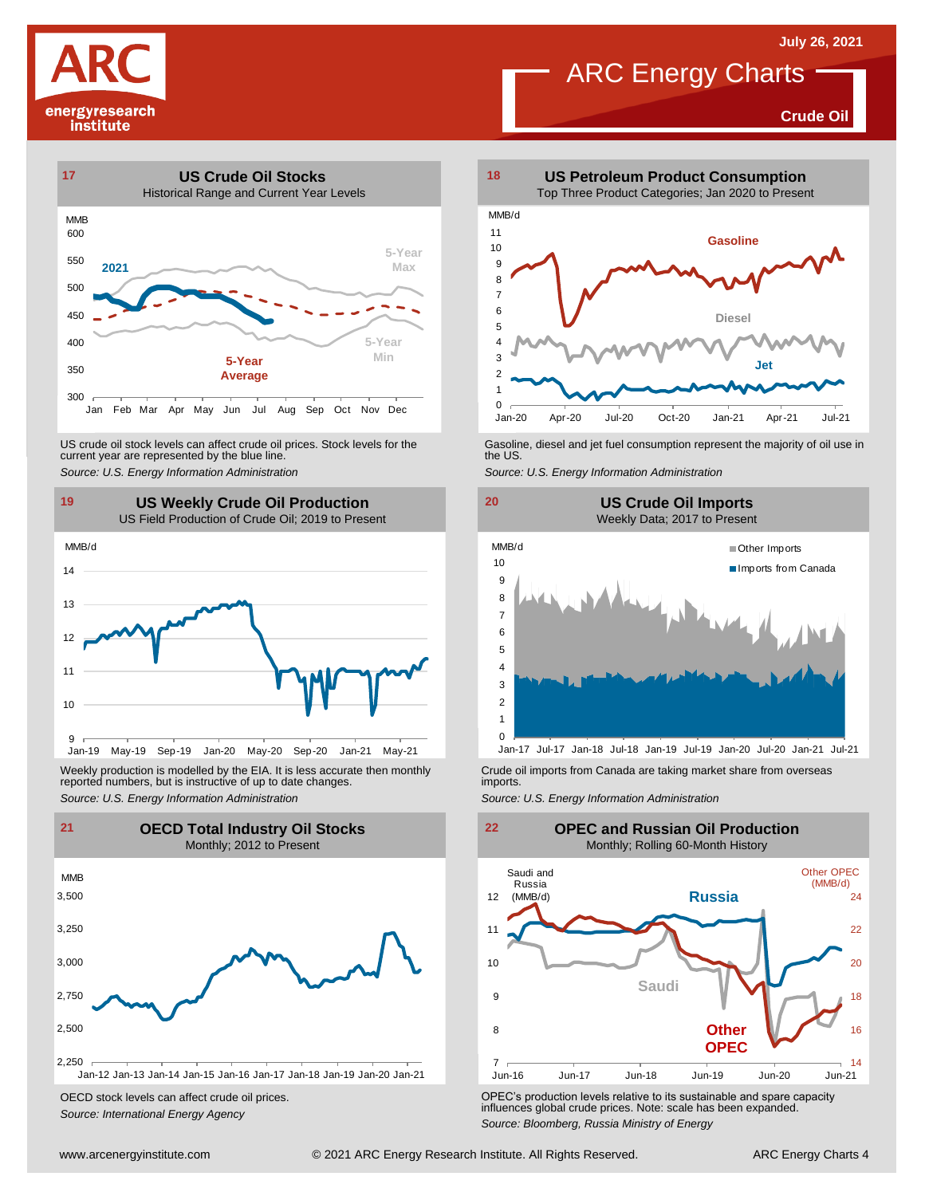# ARC Energy Charts

July 26, 2021

**Crude Oil**

## 17 US Crude Oil Stocks

Historical Range and Current Year Levels

US crude oil stock levels can affect crude oil prices. Stock levels for the current year are represented by the blue line.

*Source: U.S. Energy Information Administration*

## 18 US Petroleum Product Consumption

Top Three Product Categories; Jan 2020 to Present

Gasoline, diesel and jet fuel consumption represent the majority of oil use in the US.

*Source: U.S. Energy Information Administration*

## 19 US Weekly Crude Oil Production

US Field Production of Crude Oil; 2019 to Present

Weekly production is modelled by the EIA. It is less accurate then monthly reported numbers, but is instructive of up to date changes.

*Source: U.S. Energy Information Administration*

## 20 US Crude Oil Imports

Weekly Data; 2017 to Present

Crude oil imports from Canada are taking market share from overseas imports.

*Source: U.S. Energy Information Administration*

## 21 OECD Total Industry Oil Stocks

Monthly; 2012 to Present

OECD stock levels can affect crude oil prices.

*Source: International Energy Agency*

## 22 OPEC and Russian Oil Production

Monthly; Rolling 60-Month History

OPEC's production levels relative to its sustainable and spare capacity influences global crude prices. Note: scale has been expanded.

*Source: Bloomberg, Russia Ministry of Energy*

www.arcenergyinstitute.com © 2021 ARC Energy Research Institute. All Rights Reserved.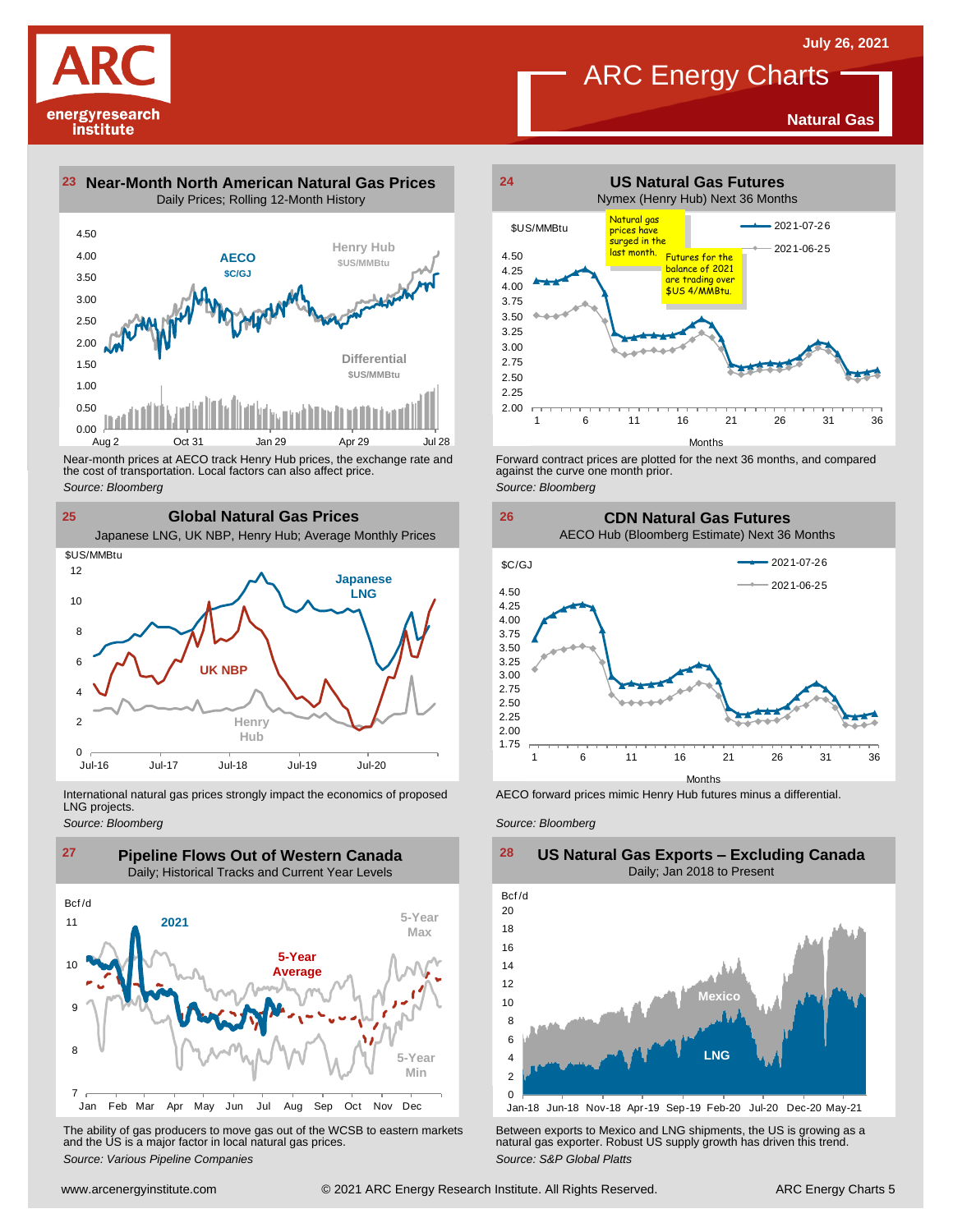# ARC Energy Charts

**July 26, 2021**

**Natural Gas**

## 23 Near-Month North American Natural Gas Prices

Daily Prices; Rolling 12-Month History

Near-month prices at AECO track Henry Hub prices, the exchange rate and the cost of transportation. Local factors can also affect price.

*Source: Bloomberg*

## 24 US Natural Gas Futures

Nymex (Henry Hub) Next 36 Months

Natural gas prices have surged in the last month.

Futures for the balance of 2021 are trading over $US 4/MMBtu.

Forward contract prices are plotted for the next 36 months, and compared against the curve one month prior.

*Source: Bloomberg*

## 25 Global Natural Gas Prices

Japanese LNG, UK NBP, Henry Hub; Average Monthly Prices

International natural gas prices strongly impact the economics of proposed LNG projects.

*Source: Bloomberg*

## 26 CDN Natural Gas Futures

AECO Hub (Bloomberg Estimate) Next 36 Months

AECO forward prices mimic Henry Hub futures minus a differential.

*Source: Bloomberg*

## 27 Pipeline Flows Out of Western Canada

Daily; Historical Tracks and Current Year Levels

The ability of gas producers to move gas out of the WCSB to eastern markets and the US is a major factor in local natural gas prices.

*Source: Various Pipeline Companies*

## 28 US Natural Gas Exports – Excluding Canada

Daily; Jan 2018 to Present

Between exports to Mexico and LNG shipments, the US is growing as a natural gas exporter. Robust US supply growth has driven this trend.

*Source: S&P Global Platts*

www.arcenergyinstitute.com © 2021 ARC Energy Research Institute. All Rights Reserved.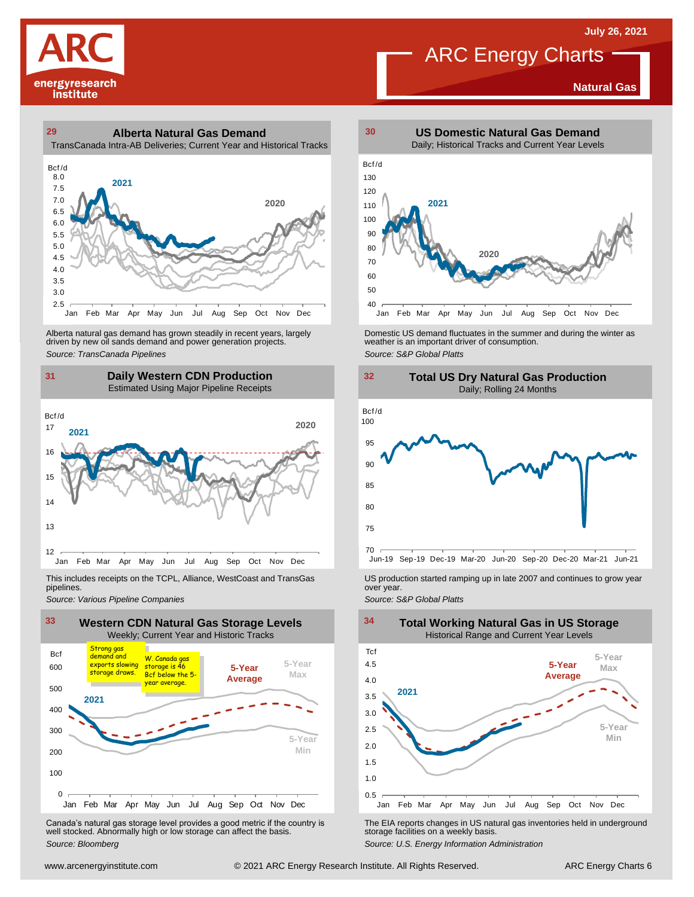# ARC Energy Charts

July 26, 2021

**Natural Gas**

## 29 Alberta Natural Gas Demand

TransCanada Intra-AB Deliveries; Current Year and Historical Tracks

Bcf/d

2021

2020

Alberta natural gas demand has grown steadily in recent years, largely driven by new oil sands demand and power generation projects.

*Source: TransCanada Pipelines*

## 30 US Domestic Natural Gas Demand

Daily; Historical Tracks and Current Year Levels

Bcf/d

2021

2020

Domestic US demand fluctuates in the summer and during the winter as weather is an important driver of consumption.

*Source: S&P Global Platts*

## 31 Daily Western CDN Production

Estimated Using Major Pipeline Receipts

Bcf/d

2021

2020

This includes receipts on the TCPL, Alliance, WestCoast and TransGas pipelines.

*Source: Various Pipeline Companies*

## 32 Total US Dry Natural Gas Production

Daily; Rolling 24 Months

Bcf/d

US production started ramping up in late 2007 and continues to grow year over year.

*Source: S&P Global Platts*

## 33 Western CDN Natural Gas Storage Levels

Weekly; Current Year and Historic Tracks

Bcf

Strong gas demand and exports slowing storage draws.

W. Canada gas storage is 46 Bcf below the 5-year average.

2021

5-Year Average

5-Year Max

5-Year Min

Canada's natural gas storage level provides a good metric if the country is well stocked. Abnormally high or low storage can affect the basis.

*Source: Bloomberg*

## 34 Total Working Natural Gas in US Storage

Historical Range and Current Year Levels

Tcf

2021

5-Year Average

5-Year Max

5-Year Min

The EIA reports changes in US natural gas inventories held in underground storage facilities on a weekly basis.

*Source: U.S. Energy Information Administration*

www.arcenergyinstitute.com

© 2021 ARC Energy Research Institute. All Rights Reserved.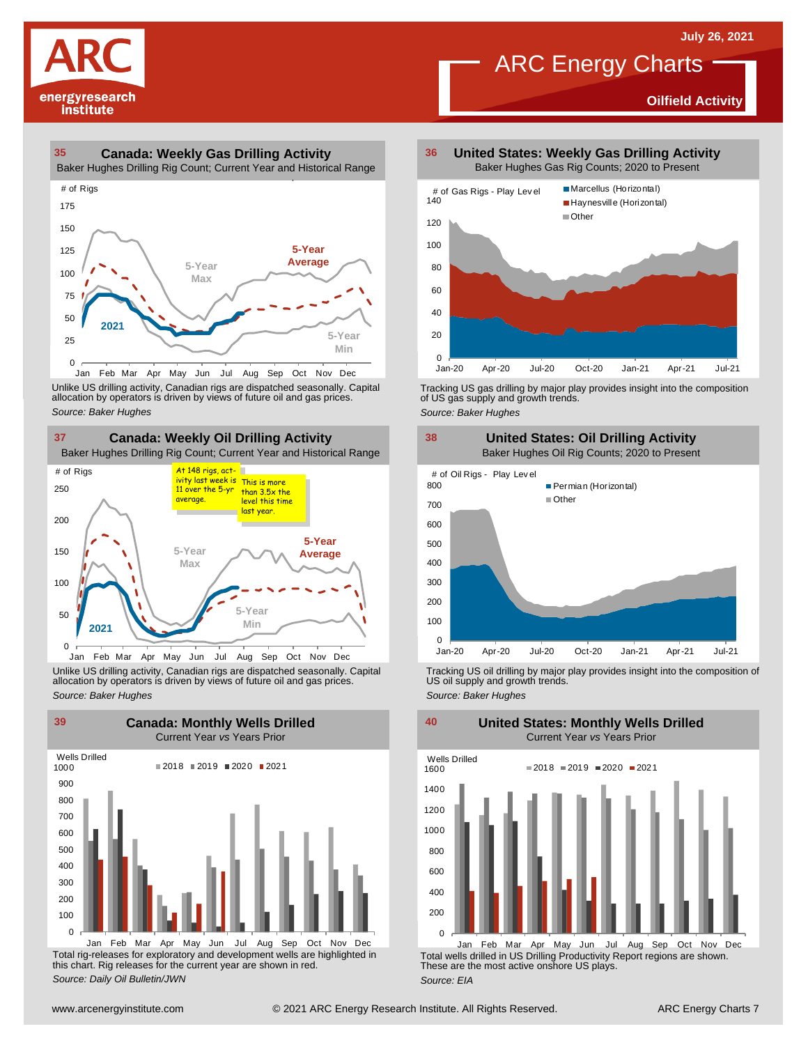# ARC Energy Charts

July 26, 2021

**Oilfield Activity**

## 35 Canada: Weekly Gas Drilling Activity

Baker Hughes Drilling Rig Count; Current Year and Historical Range

Unlike US drilling activity, Canadian rigs are dispatched seasonally. Capital allocation by operators is driven by views of future oil and gas prices.

*Source: Baker Hughes*

## 36 United States: Weekly Gas Drilling Activity

Baker Hughes Gas Rig Counts; 2020 to Present

Tracking US gas drilling by major play provides insight into the composition of US gas supply and growth trends.

*Source: Baker Hughes*

## 37 Canada: Weekly Oil Drilling Activity

Baker Hughes Drilling Rig Count; Current Year and Historical Range

At 148 rigs, activity last week is 11 over the 5-yr average.

This is more than 3.5x the level this time last year.

Unlike US drilling activity, Canadian rigs are dispatched seasonally. Capital allocation by operators is driven by views of future oil and gas prices.

*Source: Baker Hughes*

## 38 United States: Oil Drilling Activity

Baker Hughes Oil Rig Counts; 2020 to Present

Tracking US oil drilling by major play provides insight into the composition of US oil supply and growth trends.

*Source: Baker Hughes*

## 39 Canada: Monthly Wells Drilled

Current Year *vs* Years Prior

Total rig-releases for exploratory and development wells are highlighted in this chart. Rig releases for the current year are shown in red.

*Source: Daily Oil Bulletin/JWN*

## 40 United States: Monthly Wells Drilled

Current Year *vs* Years Prior

Total wells drilled in US Drilling Productivity Report regions are shown. These are the most active onshore US plays.

*Source: EIA*

www.arcenergyinstitute.com © 2021 ARC Energy Research Institute. All Rights Reserved.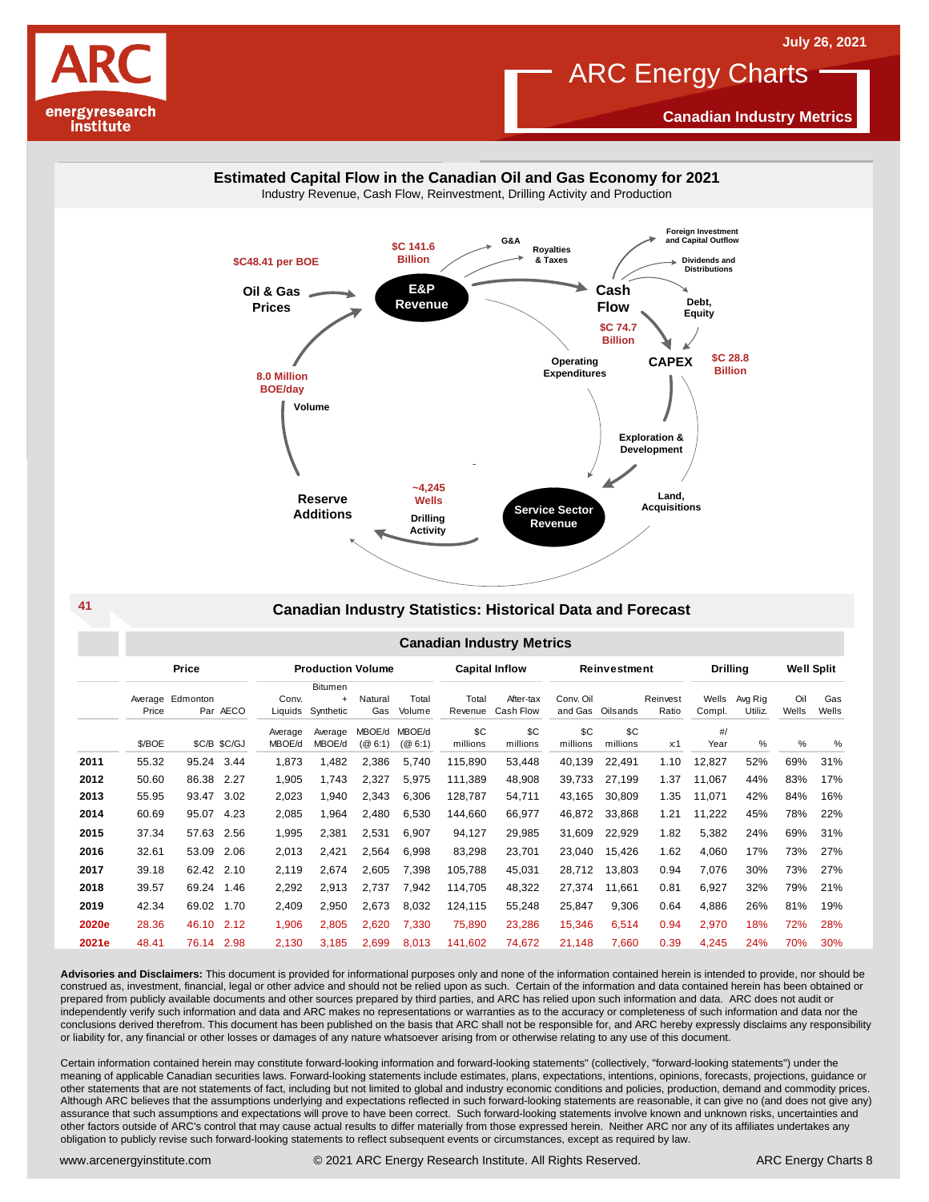July 26, 2021

# ARC Energy Charts

**Canadian Industry Metrics**

## Estimated Capital Flow in the Canadian Oil and Gas Economy for 2021

Industry Revenue, Cash Flow, Reinvestment, Drilling Activity and Production

$C48.41 per BOE

Oil & Gas Prices

$C 141.6 Billion

E&P Revenue

G&A

Royalties & Taxes

Foreign Investment and Capital Outflow

Dividends and Distributions

Cash Flow

Debt, Equity

$C 74.7 Billion

Operating Expenditures

CAPEX

$C 28.8 Billion

8.0 Million BOE/day

Volume

Exploration & Development

~4,245 Wells

Reserve Additions

Drilling Activity

Service Sector Revenue

Land, Acquisitions

41

## Canadian Industry Statistics: Historical Data and Forecast

| | Canadian Industry Metrics | | | | | | | | | | | | | | |
|---|---|---|---|---|---|---|---|---|---|---|---|---|---|---|---|
| | Price | | | Production Volume | | | | Capital Inflow | | Reinvestment | | | Drilling | | Well Split | |
| | Average Price | Edmonton Par | AECO | Conv. Liquids | Bitumen + Synthetic | Natural Gas | Total Volume | Total Revenue | After-tax Cash Flow | Conv. Oil and Gas | Oilsands | Reinvest Ratio | Wells Compl. | Avg Rig Utiliz. | Oil Wells | Gas Wells |
| | $/BOE | $C/B | $C/GJ | Average MBOE/d | Average MBOE/d | MBOE/d (@ 6:1) | MBOE/d (@ 6:1) | $C millions | $C millions | $C millions | $C millions | x:1 | #/ Year | % | % | % |
| 2011 | 55.32 | 95.24 | 3.44 | 1,873 | 1,482 | 2,386 | 5,740 | 115,890 | 53,448 | 40,139 | 22,491 | 1.10 | 12,827 | 52% | 69% | 31% |
| 2012 | 50.60 | 86.38 | 2.27 | 1,905 | 1,743 | 2,327 | 5,975 | 111,389 | 48,908 | 39,733 | 27,199 | 1.37 | 11,067 | 44% | 83% | 17% |
| 2013 | 55.95 | 93.47 | 3.02 | 2,023 | 1,940 | 2,343 | 6,306 | 128,787 | 54,711 | 43,165 | 30,809 | 1.35 | 11,071 | 42% | 84% | 16% |
| 2014 | 60.69 | 95.07 | 4.23 | 2,085 | 1,964 | 2,480 | 6,530 | 144,660 | 66,977 | 46,872 | 33,868 | 1.21 | 11,222 | 45% | 78% | 22% |
| 2015 | 37.34 | 57.63 | 2.56 | 1,995 | 2,381 | 2,531 | 6,907 | 94,127 | 29,985 | 31,609 | 22,929 | 1.82 | 5,382 | 24% | 69% | 31% |
| 2016 | 32.61 | 53.09 | 2.06 | 2,013 | 2,421 | 2,564 | 6,998 | 83,298 | 23,701 | 23,040 | 15,426 | 1.62 | 4,060 | 17% | 73% | 27% |
| 2017 | 39.18 | 62.42 | 2.10 | 2,119 | 2,674 | 2,605 | 7,398 | 105,788 | 45,031 | 28,712 | 13,803 | 0.94 | 7,076 | 30% | 73% | 27% |
| 2018 | 39.57 | 69.24 | 1.46 | 2,292 | 2,913 | 2,737 | 7,942 | 114,705 | 48,322 | 27,374 | 11,661 | 0.81 | 6,927 | 32% | 79% | 21% |
| 2019 | 42.34 | 69.02 | 1.70 | 2,409 | 2,950 | 2,673 | 8,032 | 124,115 | 55,248 | 25,847 | 9,306 | 0.64 | 4,886 | 26% | 81% | 19% |
| 2020e | 28.36 | 46.10 | 2.12 | 1,906 | 2,805 | 2,620 | 7,330 | 75,890 | 23,286 | 15,346 | 6,514 | 0.94 | 2,970 | 18% | 72% | 28% |
| 2021e | 48.41 | 76.14 | 2.98 | 2,130 | 3,185 | 2,699 | 8,013 | 141,602 | 74,672 | 21,148 | 7,660 | 0.39 | 4,245 | 24% | 70% | 30% |

**Advisories and Disclaimers:** This document is provided for informational purposes only and none of the information contained herein is intended to provide, nor should be construed as, investment, financial, legal or other advice and should not be relied upon as such. Certain of the information and data contained herein has been obtained or prepared from publicly available documents and other sources prepared by third parties, and ARC has relied upon such information and data. ARC does not audit or independently verify such information and data and ARC makes no representations or warranties as to the accuracy or completeness of such information and data nor the conclusions derived therefrom. This document has been published on the basis that ARC shall not be responsible for, and ARC hereby expressly disclaims any responsibility or liability for, any financial or other losses or damages of any nature whatsoever arising from or otherwise relating to any use of this document.

Certain information contained herein may constitute forward-looking information and forward-looking statements" (collectively, "forward-looking statements") under the meaning of applicable Canadian securities laws. Forward-looking statements include estimates, plans, expectations, intentions, opinions, forecasts, projections, guidance or other statements that are not statements of fact, including but not limited to global and industry economic conditions and policies, production, demand and commodity prices. Although ARC believes that the assumptions underlying and expectations reflected in such forward-looking statements are reasonable, it can give no (and does not give any) assurance that such assumptions and expectations will prove to have been correct. Such forward-looking statements involve known and unknown risks, uncertainties and other factors outside of ARC's control that may cause actual results to differ materially from those expressed herein. Neither ARC nor any of its affiliates undertakes any obligation to publicly revise such forward-looking statements to reflect subsequent events or circumstances, except as required by law.

www.arcenergyinstitute.com © 2021 ARC Energy Research Institute. All Rights Reserved.